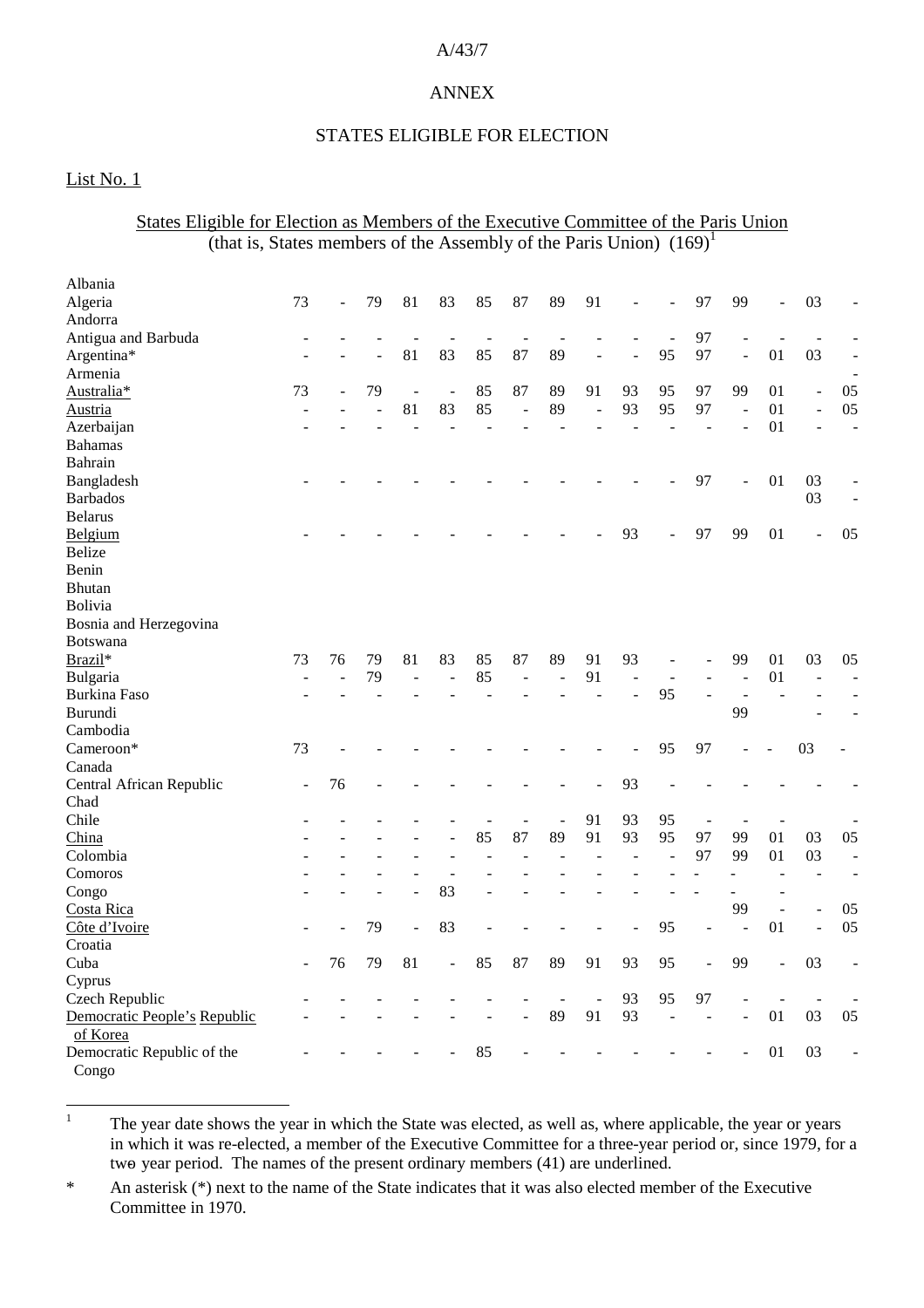ANNEX

STATES ELIGIBLE FOR ELECTION

<u>List No. 1</u>

<u>States Eligible for Election as Members of the Executive Committee of the Paris Union</u>
(that is, States members of the Assembly of the Paris Union) (169)[1]

| | | | | | | | | | | | | | | | | |
|---|---|---|---|---|---|---|---|---|---|---|---|---|---|---|---|---|
| Albania | | | | | | | | | | | | | | | | |
| Algeria | 73 | - | 79 | 81 | 83 | 85 | 87 | 89 | 91 | - | - | 97 | 99 | - | 03 | - |
| Andorra | | | | | | | | | | | | | | | | |
| Antigua and Barbuda | - | - | - | - | - | - | - | - | - | - | - | 97 | - | - | - | - |
| Argentina* | - | - | - | 81 | 83 | 85 | 87 | 89 | - | - | 95 | 97 | - | 01 | 03 | - |
| Armenia | | | | | | | | | | | | | | | | - |
| <u>Australia</u>* | 73 | - | 79 | - | - | 85 | 87 | 89 | 91 | 93 | 95 | 97 | 99 | 01 | - | 05 |
| <u>Austria</u> | - | - | - | 81 | 83 | 85 | - | 89 | - | 93 | 95 | 97 | - | 01 | - | 05 |
| Azerbaijan | - | - | - | - | - | - | - | - | - | - | - | - | - | 01 | - | - |
| Bahamas | | | | | | | | | | | | | | | | |
| Bahrain | | | | | | | | | | | | | | | | |
| Bangladesh | - | - | - | - | - | - | - | - | - | - | - | 97 | - | 01 | 03 | - |
| Barbados | | | | | | | | | | | | | | | 03 | - |
| Belarus | | | | | | | | | | | | | | | | |
| <u>Belgium</u> | - | - | - | - | - | - | - | - | - | 93 | - | 97 | 99 | 01 | - | 05 |
| Belize | | | | | | | | | | | | | | | | |
| Benin | | | | | | | | | | | | | | | | |
| Bhutan | | | | | | | | | | | | | | | | |
| Bolivia | | | | | | | | | | | | | | | | |
| Bosnia and Herzegovina | | | | | | | | | | | | | | | | |
| Botswana | | | | | | | | | | | | | | | | |
| <u>Brazil</u>* | 73 | 76 | 79 | 81 | 83 | 85 | 87 | 89 | 91 | 93 | - | - | 99 | 01 | 03 | 05 |
| Bulgaria | - | - | 79 | - | - | 85 | - | - | 91 | - | - | - | - | 01 | - | - |
| Burkina Faso | - | - | - | - | - | - | - | - | - | - | 95 | - | - | - | - | - |
| Burundi | | | | | | | | | | | | | 99 | | - | - |
| Cambodia | | | | | | | | | | | | | | | | |
| Cameroon* | 73 | - | - | - | - | - | - | - | - | - | 95 | 97 | - | - | 03 | - |
| Canada | | | | | | | | | | | | | | | | |
| Central African Republic | - | 76 | - | - | - | - | - | - | - | 93 | - | - | - | - | - | - |
| Chad | | | | | | | | | | | | | | | | |
| Chile | - | - | - | - | - | - | - | - | 91 | 93 | 95 | - | - | - | - | - |
| <u>China</u> | - | - | - | - | - | 85 | 87 | 89 | 91 | 93 | 95 | 97 | 99 | 01 | 03 | 05 |
| Colombia | - | - | - | - | - | - | - | - | - | - | - | 97 | 99 | 01 | 03 | - |
| Comoros | - | - | - | - | - | - | - | - | - | - | - | - | - | - | - | - |
| Congo | - | - | - | - | 83 | - | - | - | - | - | - | - | - | - | | |
| <u>Costa Rica</u> | | | | | | | | | | | | | 99 | - | - | 05 |
| <u>Côte d'Ivoire</u> | - | - | 79 | - | 83 | - | - | - | - | - | 95 | - | - | 01 | - | 05 |
| Croatia | | | | | | | | | | | | | | | | |
| Cuba | - | 76 | 79 | 81 | - | 85 | 87 | 89 | 91 | 93 | 95 | - | 99 | - | 03 | - |
| Cyprus | | | | | | | | | | | | | | | | |
| Czech Republic | - | - | - | - | - | - | - | - | - | 93 | 95 | 97 | - | - | - | - |
| <u>Democratic People's Republic of Korea</u> | - | - | - | - | - | - | - | 89 | 91 | 93 | - | - | - | 01 | 03 | 05 |
| Democratic Republic of the Congo | - | - | - | - | - | 85 | - | - | - | - | - | - | - | 01 | 03 | - |

[1] The year date shows the year in which the State was elected, as well as, where applicable, the year or years in which it was re-elected, a member of the Executive Committee for a three-year period or, since 1979, for a two year period. The names of the present ordinary members (41) are underlined.

\* An asterisk (*) next to the name of the State indicates that it was also elected member of the Executive Committee in 1970.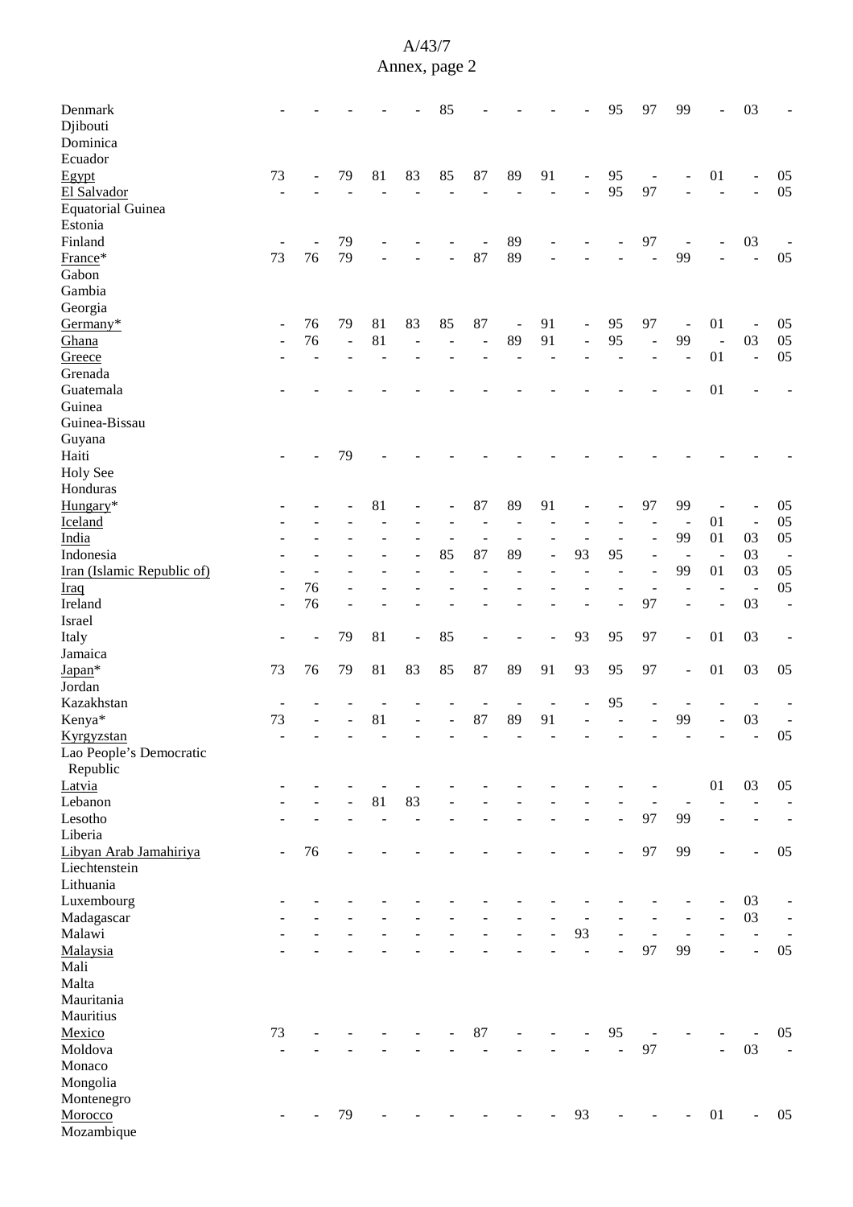| | | | | | | | | | | | | | | | | |
|---|---|---|---|---|---|---|---|---|---|---|---|---|---|---|---|---|
| Denmark | - | - | - | - | - | 85 | - | - | - | - | 95 | 97 | 99 | - | 03 | - |
| Djibouti | | | | | | | | | | | | | | | | |
| Dominica | | | | | | | | | | | | | | | | |
| Ecuador | | | | | | | | | | | | | | | | |
| Egypt | 73 | - | 79 | 81 | 83 | 85 | 87 | 89 | 91 | - | 95 | - | - | 01 | - | 05 |
| El Salvador | - | - | - | - | - | - | - | - | - | - | 95 | 97 | - | - | - | 05 |
| Equatorial Guinea | | | | | | | | | | | | | | | | |
| Estonia | | | | | | | | | | | | | | | | |
| Finland | - | - | 79 | - | - | - | - | 89 | - | - | - | 97 | - | - | 03 | - |
| France* | 73 | 76 | 79 | - | - | - | 87 | 89 | - | - | - | - | 99 | - | - | 05 |
| Gabon | | | | | | | | | | | | | | | | |
| Gambia | | | | | | | | | | | | | | | | |
| Georgia | | | | | | | | | | | | | | | | |
| Germany* | - | 76 | 79 | 81 | 83 | 85 | 87 | - | 91 | - | 95 | 97 | - | 01 | - | 05 |
| Ghana | - | 76 | - | 81 | - | - | - | 89 | 91 | - | 95 | - | 99 | - | 03 | 05 |
| Greece | - | - | - | - | - | - | - | - | - | - | - | - | - | 01 | - | 05 |
| Grenada | | | | | | | | | | | | | | | | |
| Guatemala | - | - | - | - | - | - | - | - | - | - | - | - | - | 01 | - | - |
| Guinea | | | | | | | | | | | | | | | | |
| Guinea-Bissau | | | | | | | | | | | | | | | | |
| Guyana | | | | | | | | | | | | | | | | |
| Haiti | - | - | 79 | - | - | - | - | - | - | - | - | - | - | - | - | - |
| Holy See | | | | | | | | | | | | | | | | |
| Honduras | | | | | | | | | | | | | | | | |
| Hungary* | - | - | - | 81 | - | - | 87 | 89 | 91 | - | - | 97 | 99 | - | - | 05 |
| Iceland | - | - | - | - | - | - | - | - | - | - | - | - | - | 01 | - | 05 |
| India | - | - | - | - | - | - | - | - | - | - | - | - | 99 | 01 | 03 | 05 |
| Indonesia | - | - | - | - | - | 85 | 87 | 89 | - | 93 | 95 | - | - | - | 03 | - |
| Iran (Islamic Republic of) | - | - | - | - | - | - | - | - | - | - | - | - | 99 | 01 | 03 | 05 |
| Iraq | - | 76 | - | - | - | - | - | - | - | - | - | - | - | - | - | 05 |
| Ireland | - | 76 | - | - | - | - | - | - | - | - | - | 97 | - | - | 03 | - |
| Israel | | | | | | | | | | | | | | | | |
| Italy | - | - | 79 | 81 | - | 85 | - | - | - | 93 | 95 | 97 | - | 01 | 03 | - |
| Jamaica | | | | | | | | | | | | | | | | |
| Japan* | 73 | 76 | 79 | 81 | 83 | 85 | 87 | 89 | 91 | 93 | 95 | 97 | - | 01 | 03 | 05 |
| Jordan | | | | | | | | | | | | | | | | |
| Kazakhstan | - | - | - | - | - | - | - | - | - | - | 95 | - | - | - | - | - |
| Kenya* | 73 | - | - | 81 | - | - | 87 | 89 | 91 | - | - | - | 99 | - | 03 | - |
| Kyrgyzstan | - | - | - | - | - | - | - | - | - | - | - | - | - | - | - | 05 |
| Lao People's Democratic Republic | | | | | | | | | | | | | | | | |
| Latvia | - | - | - | - | - | - | - | - | - | - | - | - | | 01 | 03 | 05 |
| Lebanon | - | - | - | 81 | 83 | - | - | - | - | - | - | - | - | - | - | - |
| Lesotho | - | - | - | - | - | - | - | - | - | - | - | 97 | 99 | - | - | - |
| Liberia | | | | | | | | | | | | | | | | |
| Libyan Arab Jamahiriya | - | 76 | - | - | - | - | - | - | - | - | - | 97 | 99 | - | - | 05 |
| Liechtenstein | | | | | | | | | | | | | | | | |
| Lithuania | | | | | | | | | | | | | | | | |
| Luxembourg | - | - | - | - | - | - | - | - | - | - | - | - | - | - | 03 | - |
| Madagascar | - | - | - | - | - | - | - | - | - | - | - | - | - | - | 03 | - |
| Malawi | - | - | - | - | - | - | - | - | - | 93 | - | - | - | - | - | - |
| Malaysia | - | - | - | - | - | - | - | - | - | - | - | 97 | 99 | - | - | 05 |
| Mali | | | | | | | | | | | | | | | | |
| Malta | | | | | | | | | | | | | | | | |
| Mauritania | | | | | | | | | | | | | | | | |
| Mauritius | | | | | | | | | | | | | | | | |
| Mexico | 73 | - | - | - | - | - | 87 | - | - | - | 95 | - | - | - | - | 05 |
| Moldova | - | - | - | - | - | - | - | - | - | - | - | 97 | | - | 03 | - |
| Monaco | | | | | | | | | | | | | | | | |
| Mongolia | | | | | | | | | | | | | | | | |
| Montenegro | | | | | | | | | | | | | | | | |
| Morocco | - | - | 79 | - | - | - | - | - | - | 93 | - | - | - | 01 | - | 05 |
| Mozambique | | | | | | | | | | | | | | | | |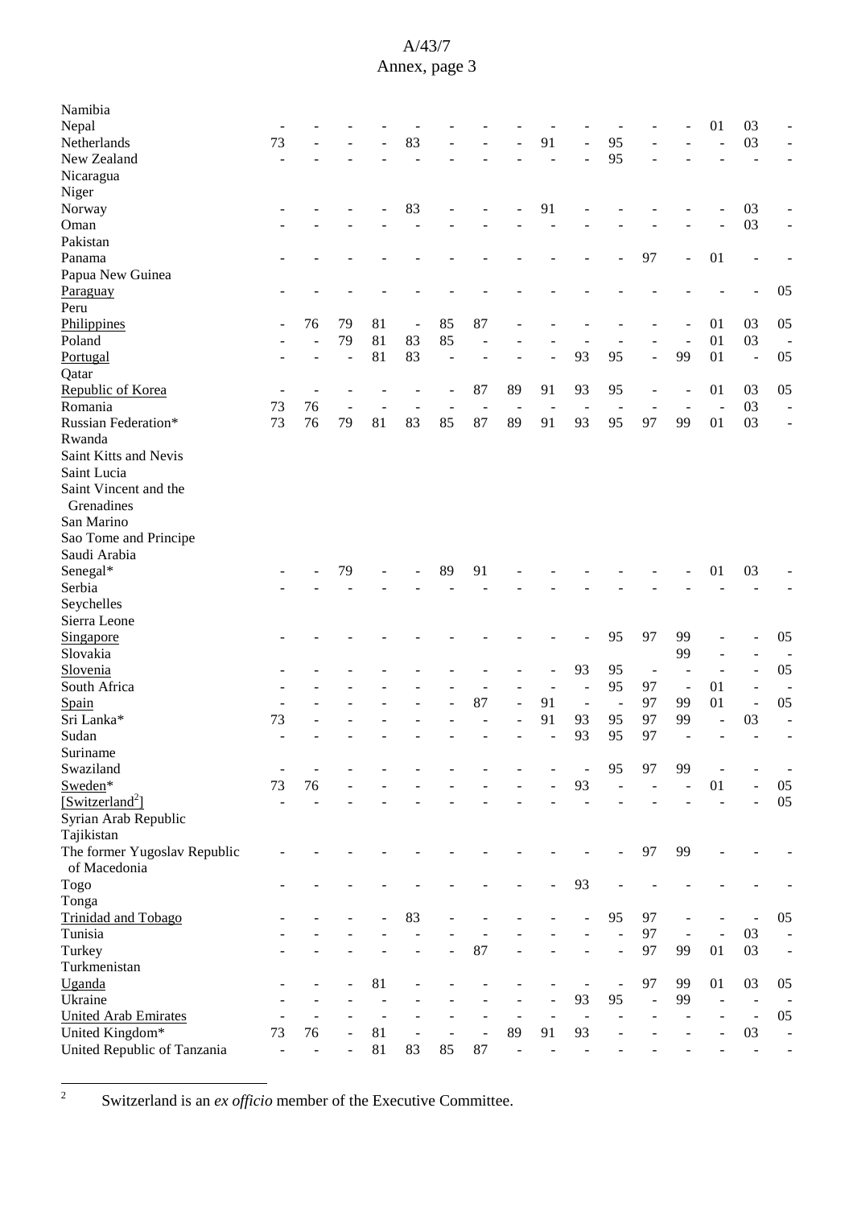| | | | | | | | | | | | | | | | | |
|---|---|---|---|---|---|---|---|---|---|---|---|---|---|---|---|---|
| Namibia | | | | | | | | | | | | | | | | |
| Nepal | - | - | - | - | - | - | - | - | - | - | - | - | - | 01 | 03 | - |
| Netherlands | 73 | - | - | - | 83 | - | - | - | 91 | - | 95 | - | - | - | 03 | - |
| New Zealand | - | - | - | - | - | - | - | - | - | - | 95 | - | - | - | - | - |
| Nicaragua | | | | | | | | | | | | | | | | |
| Niger | | | | | | | | | | | | | | | | |
| Norway | - | - | - | - | 83 | - | - | - | 91 | - | - | - | - | - | 03 | - |
| Oman | - | - | - | - | - | - | - | - | - | - | - | - | - | - | 03 | - |
| Pakistan | | | | | | | | | | | | | | | | |
| Panama | - | - | - | - | - | - | - | - | - | - | - | 97 | - | 01 | - | - |
| Papua New Guinea | | | | | | | | | | | | | | | | |
| Paraguay | - | - | - | - | - | - | - | - | - | - | - | - | - | - | - | 05 |
| Peru | | | | | | | | | | | | | | | | |
| Philippines | - | 76 | 79 | 81 | - | 85 | 87 | - | - | - | - | - | - | 01 | 03 | 05 |
| Poland | - | - | 79 | 81 | 83 | 85 | - | - | - | - | - | - | - | 01 | 03 | - |
| Portugal | - | - | - | 81 | 83 | - | - | - | - | 93 | 95 | - | 99 | 01 | - | 05 |
| Qatar | | | | | | | | | | | | | | | | |
| Republic of Korea | - | - | - | - | - | - | 87 | 89 | 91 | 93 | 95 | - | - | 01 | 03 | 05 |
| Romania | 73 | 76 | - | - | - | - | - | - | - | - | - | - | - | - | 03 | - |
| Russian Federation* | 73 | 76 | 79 | 81 | 83 | 85 | 87 | 89 | 91 | 93 | 95 | 97 | 99 | 01 | 03 | - |
| Rwanda | | | | | | | | | | | | | | | | |
| Saint Kitts and Nevis | | | | | | | | | | | | | | | | |
| Saint Lucia | | | | | | | | | | | | | | | | |
| Saint Vincent and the Grenadines | | | | | | | | | | | | | | | | |
| San Marino | | | | | | | | | | | | | | | | |
| Sao Tome and Principe | | | | | | | | | | | | | | | | |
| Saudi Arabia | | | | | | | | | | | | | | | | |
| Senegal* | - | - | 79 | - | - | 89 | 91 | - | - | - | - | - | - | 01 | 03 | - |
| Serbia | - | - | - | - | - | - | - | - | - | - | - | - | - | - | - | - |
| Seychelles | | | | | | | | | | | | | | | | |
| Sierra Leone | | | | | | | | | | | | | | | | |
| Singapore | - | - | - | - | - | - | - | - | - | - | 95 | 97 | 99 | - | - | 05 |
| Slovakia | | | | | | | | | | | | | 99 | - | - | - |
| Slovenia | - | - | - | - | - | - | - | - | - | 93 | 95 | - | - | - | - | 05 |
| South Africa | - | - | - | - | - | - | - | - | - | - | 95 | 97 | - | 01 | - | - |
| Spain | - | - | - | - | - | - | 87 | - | 91 | | - | 97 | 99 | 01 | - | 05 |
| Sri Lanka* | 73 | - | - | - | - | - | - | - | 91 | 93 | 95 | 97 | 99 | - | 03 | - |
| Sudan | - | - | - | - | - | - | - | - | - | 93 | 95 | 97 | - | - | - | - |
| Suriname | | | | | | | | | | | | | | | | |
| Swaziland | - | - | - | - | - | - | - | - | - | - | 95 | 97 | 99 | - | | - |
| Sweden* | 73 | 76 | - | - | - | - | - | - | - | 93 | - | - | - | 01 | - | 05 |
| [Switzerland[2]] | - | - | - | - | - | - | - | - | - | - | - | - | - | - | - | 05 |
| Syrian Arab Republic | | | | | | | | | | | | | | | | |
| Tajikistan | | | | | | | | | | | | | | | | |
| The former Yugoslav Republic of Macedonia | - | - | - | - | - | - | - | - | - | - | - | 97 | 99 | - | - | - |
| Togo | - | - | - | - | - | - | - | - | - | 93 | - | - | - | - | - | - |
| Tonga | | | | | | | | | | | | | | | | |
| Trinidad and Tobago | - | - | - | - | 83 | - | - | - | - | - | 95 | 97 | - | - | - | 05 |
| Tunisia | - | - | - | - | - | - | - | - | - | - | - | 97 | - | - | 03 | - |
| Turkey | - | - | - | - | - | - | 87 | - | - | - | - | 97 | 99 | 01 | 03 | - |
| Turkmenistan | | | | | | | | | | | | | | | | |
| Uganda | - | - | - | 81 | - | - | - | - | - | - | - | 97 | 99 | 01 | 03 | 05 |
| Ukraine | - | - | - | - | - | - | - | - | - | 93 | 95 | - | 99 | - | - | - |
| United Arab Emirates | - | - | - | - | - | - | - | - | - | - | - | - | - | - | - | 05 |
| United Kingdom* | 73 | 76 | - | 81 | - | - | - | 89 | 91 | 93 | - | - | - | - | 03 | - |
| United Republic of Tanzania | - | - | - | 81 | 83 | 85 | 87 | - | - | - | - | - | - | - | - | - |

[2] Switzerland is an *ex officio* member of the Executive Committee.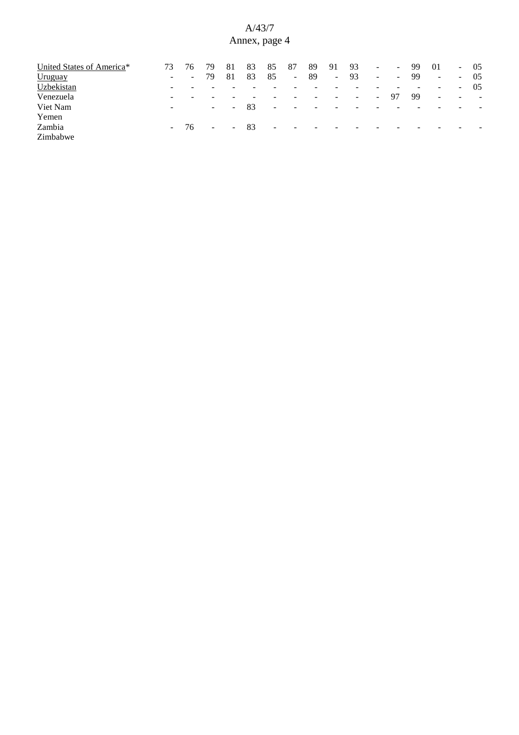| | | | | | | | | | | | | | | | | |
|---|---|---|---|---|---|---|---|---|---|---|---|---|---|---|---|---|
| United States of America* | 73 | 76 | 79 | 81 | 83 | 85 | 87 | 89 | 91 | 93 | - | - | 99 | 01 | - | 05 |
| Uruguay | - | - | 79 | 81 | 83 | 85 | - | 89 | - | 93 | - | - | 99 | - | - | 05 |
| Uzbekistan | - | - | - | - | - | - | - | - | - | - | - | - | - | - | - | 05 |
| Venezuela | - | - | - | - | - | - | - | - | - | - | - | 97 | 99 | - | - | - |
| Viet Nam | - | | - | - | 83 | - | - | - | - | - | - | - | - | - | - | - |
| Yemen | | | | | | | | | | | | | | | | |
| Zambia | - | 76 | - | - | 83 | - | - | - | - | - | - | - | - | - | - | - |
| Zimbabwe | | | | | | | | | | | | | | | | |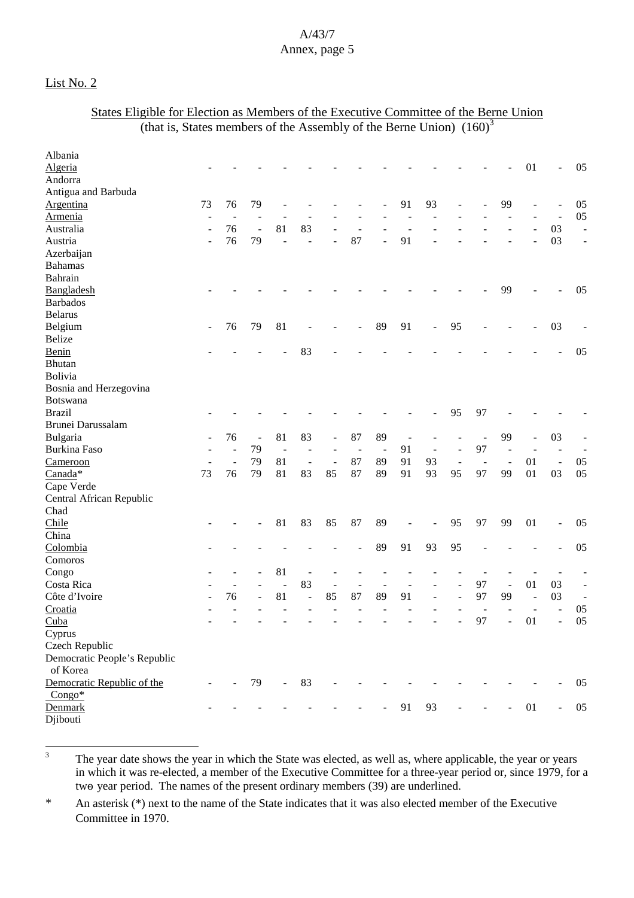List No. 2

States Eligible for Election as Members of the Executive Committee of the Berne Union
(that is, States members of the Assembly of the Berne Union) (160)[3]

| State | | | | | | | | | | | | | | | | |
|---|---|---|---|---|---|---|---|---|---|---|---|---|---|---|---|---|
| Albania | | | | | | | | | | | | | | | | |
| <u>Algeria</u> | - | - | - | - | - | - | - | - | - | - | - | - | - | 01 | - | 05 |
| Andorra | | | | | | | | | | | | | | | | |
| Antigua and Barbuda | | | | | | | | | | | | | | | | |
| <u>Argentina</u> | 73 | 76 | 79 | - | - | - | - | - | 91 | 93 | - | - | 99 | - | - | 05 |
| <u>Armenia</u> | - | - | - | - | - | - | - | - | - | - | - | - | - | - | - | 05 |
| Australia | - | 76 | - | 81 | 83 | - | - | - | - | - | - | - | - | - | 03 | - |
| Austria | - | 76 | 79 | - | - | - | 87 | - | 91 | - | - | - | - | - | 03 | - |
| Azerbaijan | | | | | | | | | | | | | | | | |
| Bahamas | | | | | | | | | | | | | | | | |
| Bahrain | | | | | | | | | | | | | | | | |
| <u>Bangladesh</u> | - | - | - | - | - | - | - | - | - | - | - | - | 99 | - | - | 05 |
| Barbados | | | | | | | | | | | | | | | | |
| Belarus | | | | | | | | | | | | | | | | |
| Belgium | - | 76 | 79 | 81 | - | - | - | 89 | 91 | - | 95 | - | - | - | 03 | - |
| Belize | | | | | | | | | | | | | | | | |
| <u>Benin</u> | - | - | - | - | 83 | - | - | - | - | - | - | - | - | - | - | 05 |
| Bhutan | | | | | | | | | | | | | | | | |
| Bolivia | | | | | | | | | | | | | | | | |
| Bosnia and Herzegovina | | | | | | | | | | | | | | | | |
| Botswana | | | | | | | | | | | | | | | | |
| Brazil | - | - | - | - | - | - | - | - | - | - | 95 | 97 | - | - | - | - |
| Brunei Darussalam | | | | | | | | | | | | | | | | |
| Bulgaria | - | 76 | - | 81 | 83 | - | 87 | 89 | - | - | - | - | 99 | - | 03 | - |
| Burkina Faso | - | - | 79 | - | - | - | - | - | 91 | - | - | 97 | - | - | - | - |
| <u>Cameroon</u> | - | - | 79 | 81 | - | - | 87 | 89 | 91 | 93 | - | - | - | 01 | - | 05 |
| <u>Canada</u>* | 73 | 76 | 79 | 81 | 83 | 85 | 87 | 89 | 91 | 93 | 95 | 97 | 99 | 01 | 03 | 05 |
| Cape Verde | | | | | | | | | | | | | | | | |
| Central African Republic | | | | | | | | | | | | | | | | |
| Chad | | | | | | | | | | | | | | | | |
| <u>Chile</u> | - | - | - | 81 | 83 | 85 | 87 | 89 | - | - | 95 | 97 | 99 | 01 | - | 05 |
| China | | | | | | | | | | | | | | | | |
| <u>Colombia</u> | - | - | - | - | - | - | - | 89 | 91 | 93 | 95 | - | - | - | - | 05 |
| Comoros | | | | | | | | | | | | | | | | |
| Congo | - | - | - | 81 | - | - | - | - | - | - | - | - | - | - | - | - |
| Costa Rica | - | - | - | - | 83 | - | - | - | - | - | - | 97 | - | 01 | 03 | - |
| Côte d'Ivoire | - | 76 | - | 81 | - | 85 | 87 | 89 | 91 | - | - | 97 | 99 | - | 03 | - |
| <u>Croatia</u> | - | - | - | - | - | - | - | - | - | - | - | - | - | - | - | 05 |
| <u>Cuba</u> | - | - | - | - | - | - | - | - | - | - | - | 97 | - | 01 | - | 05 |
| Cyprus | | | | | | | | | | | | | | | | |
| Czech Republic | | | | | | | | | | | | | | | | |
| Democratic People's Republic of Korea | | | | | | | | | | | | | | | | |
| <u>Democratic Republic of the Congo</u>* | - | - | 79 | - | 83 | - | - | - | - | - | - | - | - | - | - | 05 |
| <u>Denmark</u> | - | - | - | - | - | - | - | - | 91 | 93 | - | - | - | 01 | - | 05 |
| Djibouti | | | | | | | | | | | | | | | | |

[3] The year date shows the year in which the State was elected, as well as, where applicable, the year or years in which it was re-elected, a member of the Executive Committee for a three-year period or, since 1979, for a two year period. The names of the present ordinary members (39) are underlined.

\* An asterisk (*) next to the name of the State indicates that it was also elected member of the Executive Committee in 1970.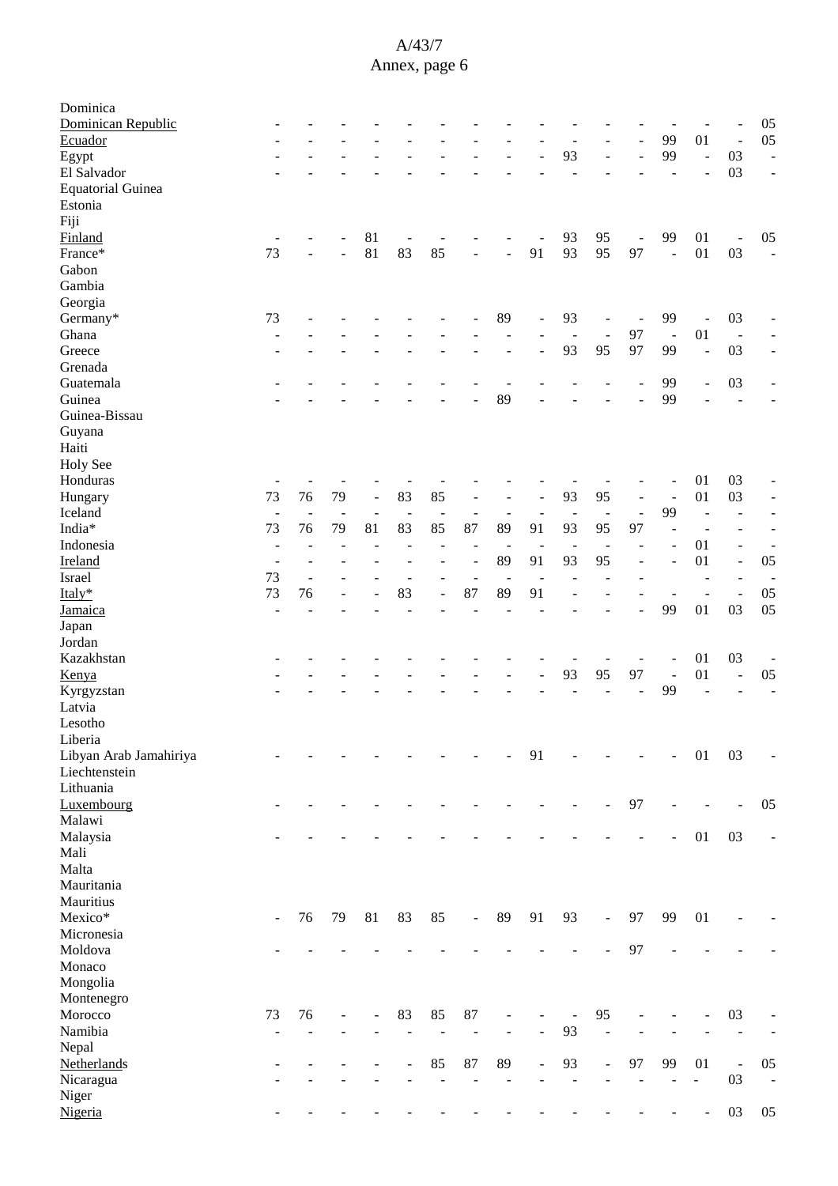| | | | | | | | | | | | | | | | | |
|---|---|---|---|---|---|---|---|---|---|---|---|---|---|---|---|---|
| Dominica | | | | | | | | | | | | | | | | |
| Dominican Republic | - | - | - | - | - | - | - | - | - | - | - | - | - | - | - | 05 |
| Ecuador | - | - | - | - | - | - | - | - | - | - | - | - | 99 | 01 | - | 05 |
| Egypt | - | - | - | - | - | - | - | - | - | 93 | - | - | 99 | - | 03 | - |
| El Salvador | - | - | - | - | - | - | - | - | - | - | - | - | - | - | 03 | - |
| Equatorial Guinea | | | | | | | | | | | | | | | | |
| Estonia | | | | | | | | | | | | | | | | |
| Fiji | | | | | | | | | | | | | | | | |
| Finland | - | - | - | 81 | - | - | - | - | - | 93 | 95 | - | 99 | 01 | - | 05 |
| France* | 73 | - | - | 81 | 83 | 85 | - | - | 91 | 93 | 95 | 97 | - | 01 | 03 | - |
| Gabon | | | | | | | | | | | | | | | | |
| Gambia | | | | | | | | | | | | | | | | |
| Georgia | | | | | | | | | | | | | | | | |
| Germany* | 73 | - | - | - | - | - | - | 89 | - | 93 | - | - | 99 | - | 03 | - |
| Ghana | - | - | - | - | - | - | - | - | - | - | - | 97 | - | 01 | - | - |
| Greece | - | - | - | - | - | - | - | - | - | 93 | 95 | 97 | 99 | - | 03 | - |
| Grenada | | | | | | | | | | | | | | | | |
| Guatemala | - | - | - | - | - | - | - | - | - | - | - | - | 99 | - | 03 | - |
| Guinea | - | - | - | - | - | - | - | 89 | - | - | - | - | 99 | - | - | - |
| Guinea-Bissau | | | | | | | | | | | | | | | | |
| Guyana | | | | | | | | | | | | | | | | |
| Haiti | | | | | | | | | | | | | | | | |
| Holy See | | | | | | | | | | | | | | | | |
| Honduras | - | - | - | - | - | - | - | - | - | - | - | - | - | 01 | 03 | - |
| Hungary | 73 | 76 | 79 | - | 83 | 85 | - | - | - | 93 | 95 | - | - | 01 | 03 | - |
| Iceland | - | - | - | - | - | - | - | - | - | - | - | - | 99 | - | - | - |
| India* | 73 | 76 | 79 | 81 | 83 | 85 | 87 | 89 | 91 | 93 | 95 | 97 | - | - | - | - |
| Indonesia | - | - | - | - | - | - | - | - | - | - | - | - | - | 01 | - | - |
| Ireland | - | - | - | - | - | - | - | 89 | 91 | 93 | 95 | - | - | 01 | - | 05 |
| Israel | 73 | - | - | - | - | - | - | - | - | - | - | - | - | - | - | - |
| Italy* | 73 | 76 | - | - | 83 | - | 87 | 89 | 91 | - | - | - | - | - | - | 05 |
| Jamaica | - | - | - | - | - | - | - | - | - | - | - | - | 99 | 01 | 03 | 05 |
| Japan | | | | | | | | | | | | | | | | |
| Jordan | | | | | | | | | | | | | | | | |
| Kazakhstan | - | - | - | - | - | - | - | - | - | - | - | - | - | 01 | 03 | - |
| Kenya | - | - | - | - | - | - | - | - | - | 93 | 95 | 97 | - | 01 | - | 05 |
| Kyrgyzstan | - | - | - | - | - | - | - | - | - | - | - | - | 99 | - | - | - |
| Latvia | | | | | | | | | | | | | | | | |
| Lesotho | | | | | | | | | | | | | | | | |
| Liberia | | | | | | | | | | | | | | | | |
| Libyan Arab Jamahiriya | - | - | - | - | - | - | - | - | 91 | - | - | - | - | 01 | 03 | - |
| Liechtenstein | | | | | | | | | | | | | | | | |
| Lithuania | | | | | | | | | | | | | | | | |
| Luxembourg | - | - | - | - | - | - | - | - | - | - | - | 97 | - | - | - | 05 |
| Malawi | | | | | | | | | | | | | | | | |
| Malaysia | - | - | - | - | - | - | - | - | - | - | - | - | - | 01 | 03 | - |
| Mali | | | | | | | | | | | | | | | | |
| Malta | | | | | | | | | | | | | | | | |
| Mauritania | | | | | | | | | | | | | | | | |
| Mauritius | | | | | | | | | | | | | | | | |
| Mexico* | - | 76 | 79 | 81 | 83 | 85 | - | 89 | 91 | 93 | - | 97 | 99 | 01 | - | - |
| Micronesia | | | | | | | | | | | | | | | | |
| Moldova | - | - | - | - | - | - | - | - | - | - | - | 97 | - | - | - | - |
| Monaco | | | | | | | | | | | | | | | | |
| Mongolia | | | | | | | | | | | | | | | | |
| Montenegro | | | | | | | | | | | | | | | | |
| Morocco | 73 | 76 | - | - | 83 | 85 | 87 | - | - | - | 95 | - | - | - | 03 | - |
| Namibia | - | - | - | - | - | - | - | - | - | 93 | - | - | - | - | - | - |
| Nepal | | | | | | | | | | | | | | | | |
| Netherlands | - | - | - | - | - | 85 | 87 | 89 | - | 93 | - | 97 | 99 | 01 | - | 05 |
| Nicaragua | - | - | - | - | - | - | - | - | - | - | - | - | - | - | 03 | - |
| Niger | | | | | | | | | | | | | | | | |
| Nigeria | - | - | - | - | - | - | - | - | - | - | - | - | - | - | 03 | 05 |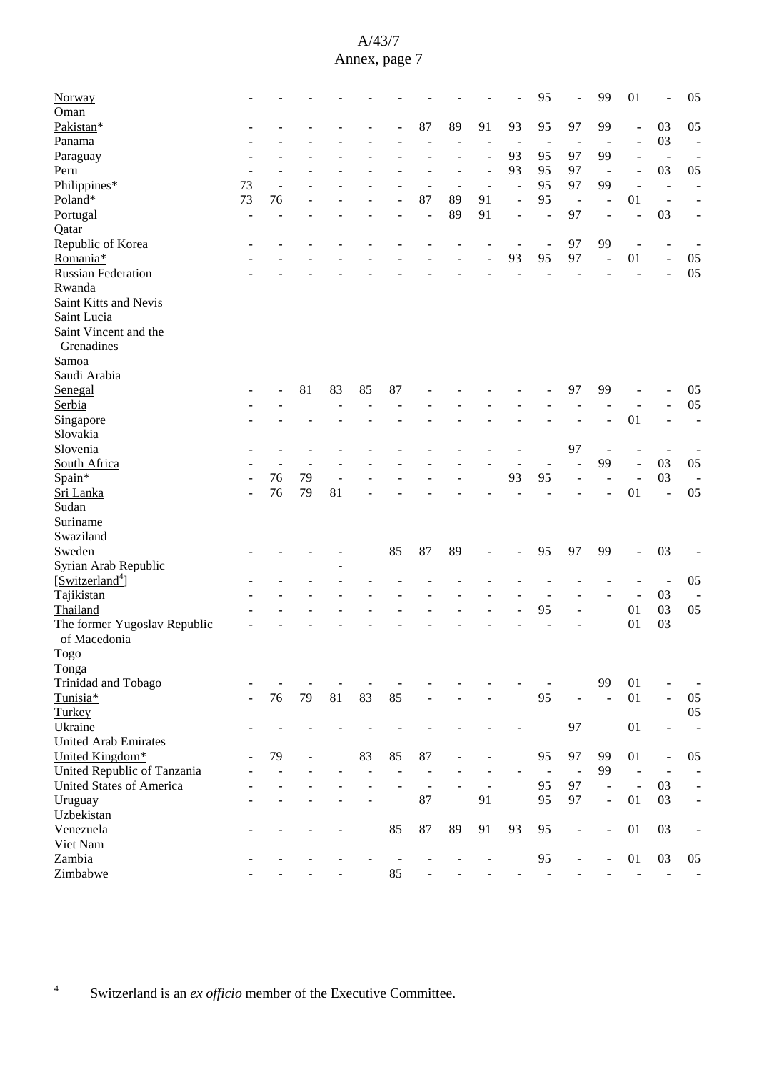| | | | | | | | | | | | | | | | | |
|---|---|---|---|---|---|---|---|---|---|---|---|---|---|---|---|---|
| Norway | - | - | - | - | - | - | - | - | - | - | 95 | - | 99 | 01 | - | 05 |
| Oman | | | | | | | | | | | | | | | | |
| Pakistan* | - | - | - | - | - | - | 87 | 89 | 91 | 93 | 95 | 97 | 99 | - | 03 | 05 |
| Panama | - | - | - | - | - | - | - | - | - | - | - | - | - | - | 03 | - |
| Paraguay | - | - | - | - | - | - | - | - | - | 93 | 95 | 97 | 99 | - | - | - |
| Peru | - | - | - | - | - | - | - | - | - | 93 | 95 | 97 | - | - | 03 | 05 |
| Philippines* | 73 | - | - | - | - | - | - | - | - | - | 95 | 97 | 99 | - | - | - |
| Poland* | 73 | 76 | - | - | - | - | 87 | 89 | 91 | - | 95 | - | - | 01 | - | - |
| Portugal | - | - | - | - | - | - | - | 89 | 91 | - | - | 97 | - | - | 03 | - |
| Qatar | | | | | | | | | | | | | | | | |
| Republic of Korea | - | - | - | - | - | - | - | - | - | - | - | 97 | 99 | - | - | - |
| Romania* | - | - | - | - | - | - | - | - | - | 93 | 95 | 97 | - | 01 | - | 05 |
| Russian Federation | - | - | - | - | - | - | - | - | - | - | - | - | - | - | - | 05 |
| Rwanda | | | | | | | | | | | | | | | | |
| Saint Kitts and Nevis | | | | | | | | | | | | | | | | |
| Saint Lucia | | | | | | | | | | | | | | | | |
| Saint Vincent and the Grenadines | | | | | | | | | | | | | | | | |
| Samoa | | | | | | | | | | | | | | | | |
| Saudi Arabia | | | | | | | | | | | | | | | | |
| Senegal | - | - | 81 | 83 | 85 | 87 | - | - | - | - | - | 97 | 99 | - | - | 05 |
| Serbia | - | - | - | - | - | - | - | - | - | - | - | - | - | - | - | 05 |
| Singapore | - | - | - | - | - | - | - | - | - | - | - | - | - | 01 | - | - |
| Slovakia | | | | | | | | | | | | | | | | |
| Slovenia | - | - | - | - | - | - | - | - | - | - | - | 97 | - | - | - | - |
| South Africa | - | - | - | - | - | - | - | - | - | - | - | - | 99 | - | 03 | 05 |
| Spain* | - | 76 | 79 | - | - | - | - | - | | 93 | 95 | - | - | - | 03 | - |
| Sri Lanka | - | 76 | 79 | 81 | - | - | - | - | - | - | - | - | - | 01 | - | 05 |
| Sudan | | | | | | | | | | | | | | | | |
| Suriname | | | | | | | | | | | | | | | | |
| Swaziland | | | | | | | | | | | | | | | | |
| Sweden | - | - | - | - | | 85 | 87 | 89 | - | - | 95 | 97 | 99 | - | 03 | - |
| Syrian Arab Republic | | | | - | | | | | | | | | | | | |
| [Switzerland[4]] | - | - | - | - | - | - | - | - | - | - | - | - | - | - | - | 05 |
| Tajikistan | - | - | - | - | - | - | - | - | - | - | - | - | - | - | 03 | - |
| Thailand | - | - | - | - | - | - | - | - | - | - | 95 | - | | 01 | 03 | 05 |
| The former Yugoslav Republic of Macedonia | - | - | - | - | - | - | - | - | - | - | - | - | | 01 | 03 | |
| Togo | | | | | | | | | | | | | | | | |
| Tonga | | | | | | | | | | | | | | | | |
| Trinidad and Tobago | - | - | - | - | - | - | - | - | - | - | - | | 99 | 01 | - | - |
| Tunisia* | - | 76 | 79 | 81 | 83 | 85 | - | - | - | | 95 | - | - | 01 | - | 05 |
| Turkey | | | | | | | | | | | | | | | | 05 |
| Ukraine | - | - | - | - | - | - | - | - | - | - | | 97 | | 01 | - | - |
| United Arab Emirates | | | | | | | | | | | | | | | | |
| United Kingdom* | - | 79 | - | | 83 | 85 | 87 | - | - | | 95 | 97 | 99 | 01 | - | 05 |
| United Republic of Tanzania | - | - | - | - | - | - | - | - | - | - | - | - | 99 | - | - | - |
| United States of America | - | - | - | - | - | - | - | - | - | - | 95 | 97 | - | - | 03 | - |
| Uruguay | - | - | - | - | - | | 87 | | 91 | | 95 | 97 | - | 01 | 03 | - |
| Uzbekistan | | | | | | | | | | | | | | | | |
| Venezuela | - | - | - | - | | 85 | 87 | 89 | 91 | 93 | 95 | - | - | 01 | 03 | - |
| Viet Nam | | | | | | | | | | | | | | | | |
| Zambia | - | - | - | - | - | - | - | - | - | | 95 | - | - | 01 | 03 | 05 |
| Zimbabwe | - | - | - | - | | 85 | - | - | - | - | - | - | - | - | - | - |

[4] Switzerland is an *ex officio* member of the Executive Committee.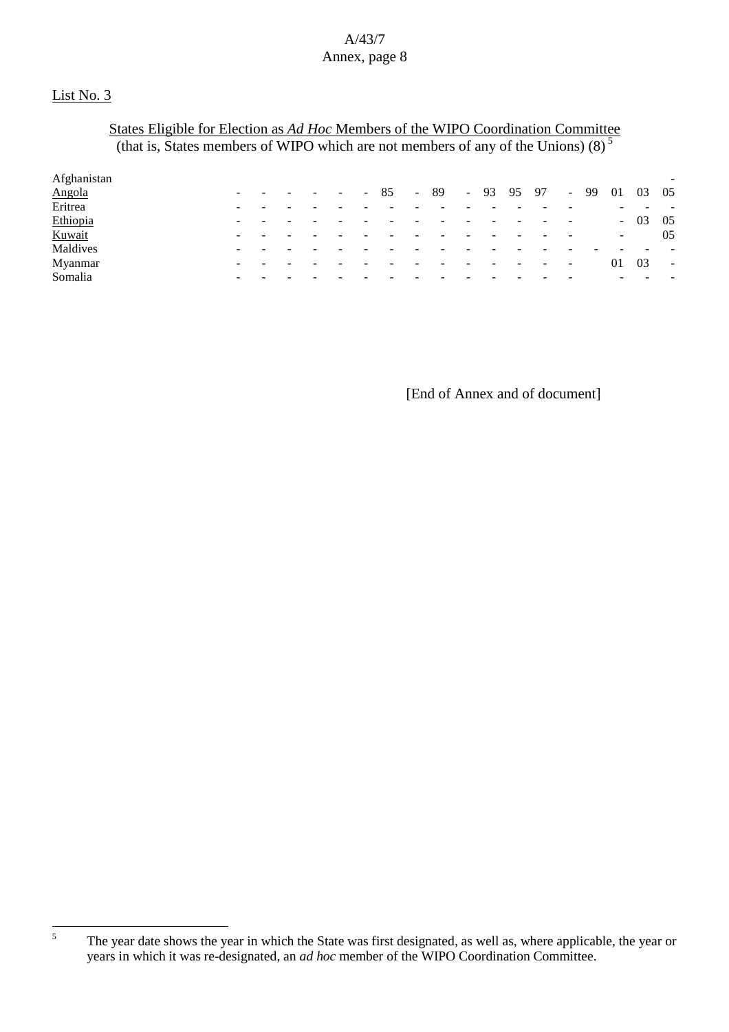List No. 3

States Eligible for Election as *Ad Hoc* Members of the WIPO Coordination Committee
(that is, States members of WIPO which are not members of any of the Unions) (8) [5]

| | | | | | | | | | | | | | | | | | | |
|---|---|---|---|---|---|---|---|---|---|---|---|---|---|---|---|---|---|---|
| Afghanistan | | | | | | | | | | | | | | | | | | - |
| Angola | - | - | - | - | - | - | 85 | - | 89 | - | 93 | 95 | 97 | - | 99 | 01 | 03 | 05 |
| Eritrea | - | - | - | - | - | - | - | - | - | - | - | - | - | - | | - | - | - |
| Ethiopia | - | - | - | - | - | - | - | - | - | - | - | - | - | - | | - | 03 | 05 |
| Kuwait | - | - | - | - | - | - | - | - | - | - | - | - | - | - | | - | | 05 |
| Maldives | - | - | - | - | - | - | - | - | - | - | - | - | - | - | - | - | - | - |
| Myanmar | - | - | - | - | - | - | - | - | - | - | - | - | - | - | | 01 | 03 | - |
| Somalia | - | - | - | - | - | - | - | - | - | - | - | - | - | - | | - | - | - |

[End of Annex and of document]

[5] The year date shows the year in which the State was first designated, as well as, where applicable, the year or years in which it was re-designated, an *ad hoc* member of the WIPO Coordination Committee.